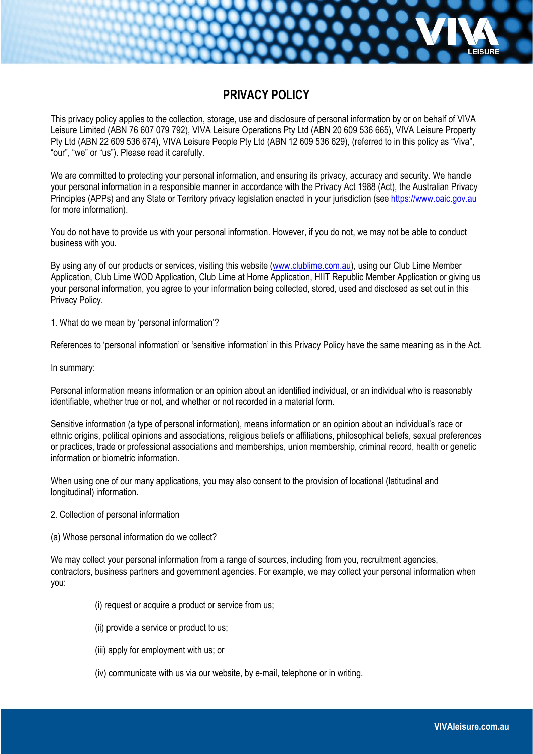# PRIVACY POLICY

This privacy policy applies to the collection, storage, use and disclosure of personal information by or on behalf of VIVA Leisure Limited (ABN 76 607 079 792), VIVA Leisure Operations Pty Ltd (ABN 20 609 536 665), VIVA Leisure Property Pty Ltd (ABN 22 609 536 674), VIVA Leisure People Pty Ltd (ABN 12 609 536 629), (referred to in this policy as "Viva", "our", "we" or "us"). Please read it carefully.

We are committed to protecting your personal information, and ensuring its privacy, accuracy and security. We handle your personal information in a responsible manner in accordance with the Privacy Act 1988 (Act), the Australian Privacy Principles (APPs) and any State or Territory privacy legislation enacted in your jurisdiction (see https://www.oaic.gov.au for more information).

You do not have to provide us with your personal information. However, if you do not, we may not be able to conduct business with you.

By using any of our products or services, visiting this website (www.clublime.com.au), using our Club Lime Member Application, Club Lime WOD Application, Club Lime at Home Application, HIIT Republic Member Application or giving us your personal information, you agree to your information being collected, stored, used and disclosed as set out in this Privacy Policy.

1. What do we mean by 'personal information'?

References to 'personal information' or 'sensitive information' in this Privacy Policy have the same meaning as in the Act.

In summary:

Personal information means information or an opinion about an identified individual, or an individual who is reasonably identifiable, whether true or not, and whether or not recorded in a material form.

Sensitive information (a type of personal information), means information or an opinion about an individual's race or ethnic origins, political opinions and associations, religious beliefs or affiliations, philosophical beliefs, sexual preferences or practices, trade or professional associations and memberships, union membership, criminal record, health or genetic information or biometric information.

When using one of our many applications, you may also consent to the provision of locational (latitudinal and longitudinal) information.

2. Collection of personal information

(a) Whose personal information do we collect?

We may collect your personal information from a range of sources, including from you, recruitment agencies, contractors, business partners and government agencies. For example, we may collect your personal information when you:

(i) request or acquire a product or service from us;

(ii) provide a service or product to us;

(iii) apply for employment with us; or

(iv) communicate with us via our website, by e-mail, telephone or in writing.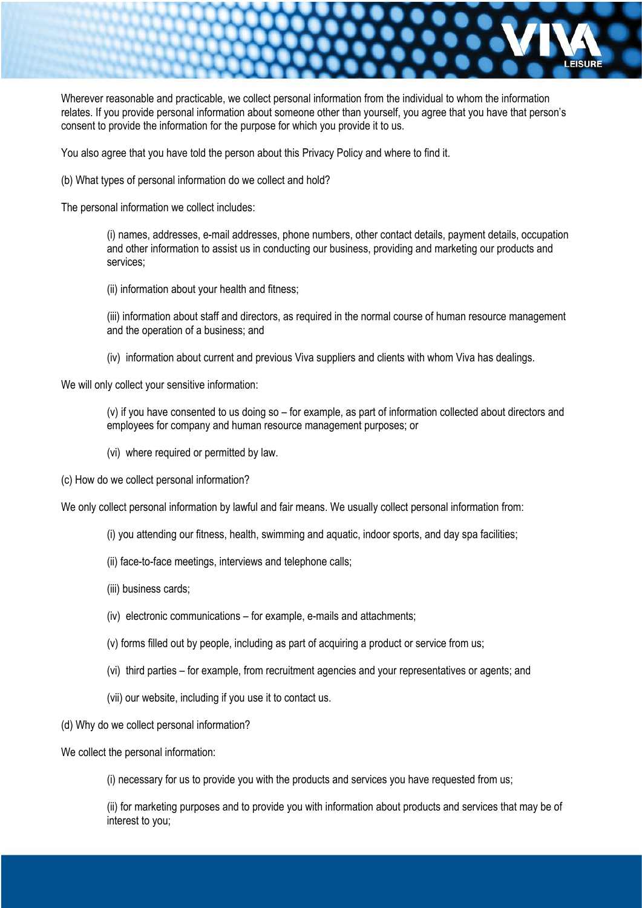Wherever reasonable and practicable, we collect personal information from the individual to whom the information relates. If you provide personal information about someone other than yourself, you agree that you have that person's consent to provide the information for the purpose for which you provide it to us.

You also agree that you have told the person about this Privacy Policy and where to find it.

(b) What types of personal information do we collect and hold?

The personal information we collect includes:

> (i) names, addresses, e-mail addresses, phone numbers, other contact details, payment details, occupation and other information to assist us in conducting our business, providing and marketing our products and services;
>
> (ii) information about your health and fitness;
>
> (iii) information about staff and directors, as required in the normal course of human resource management and the operation of a business; and
>
> (iv) information about current and previous Viva suppliers and clients with whom Viva has dealings.

We will only collect your sensitive information:

> (v) if you have consented to us doing so – for example, as part of information collected about directors and employees for company and human resource management purposes; or
>
> (vi) where required or permitted by law.

(c) How do we collect personal information?

We only collect personal information by lawful and fair means. We usually collect personal information from:

> (i) you attending our fitness, health, swimming and aquatic, indoor sports, and day spa facilities;
>
> (ii) face-to-face meetings, interviews and telephone calls;
>
> (iii) business cards;
>
> (iv) electronic communications – for example, e-mails and attachments;
>
> (v) forms filled out by people, including as part of acquiring a product or service from us;
>
> (vi) third parties – for example, from recruitment agencies and your representatives or agents; and
>
> (vii) our website, including if you use it to contact us.

(d) Why do we collect personal information?

We collect the personal information:

> (i) necessary for us to provide you with the products and services you have requested from us;
>
> (ii) for marketing purposes and to provide you with information about products and services that may be of interest to you;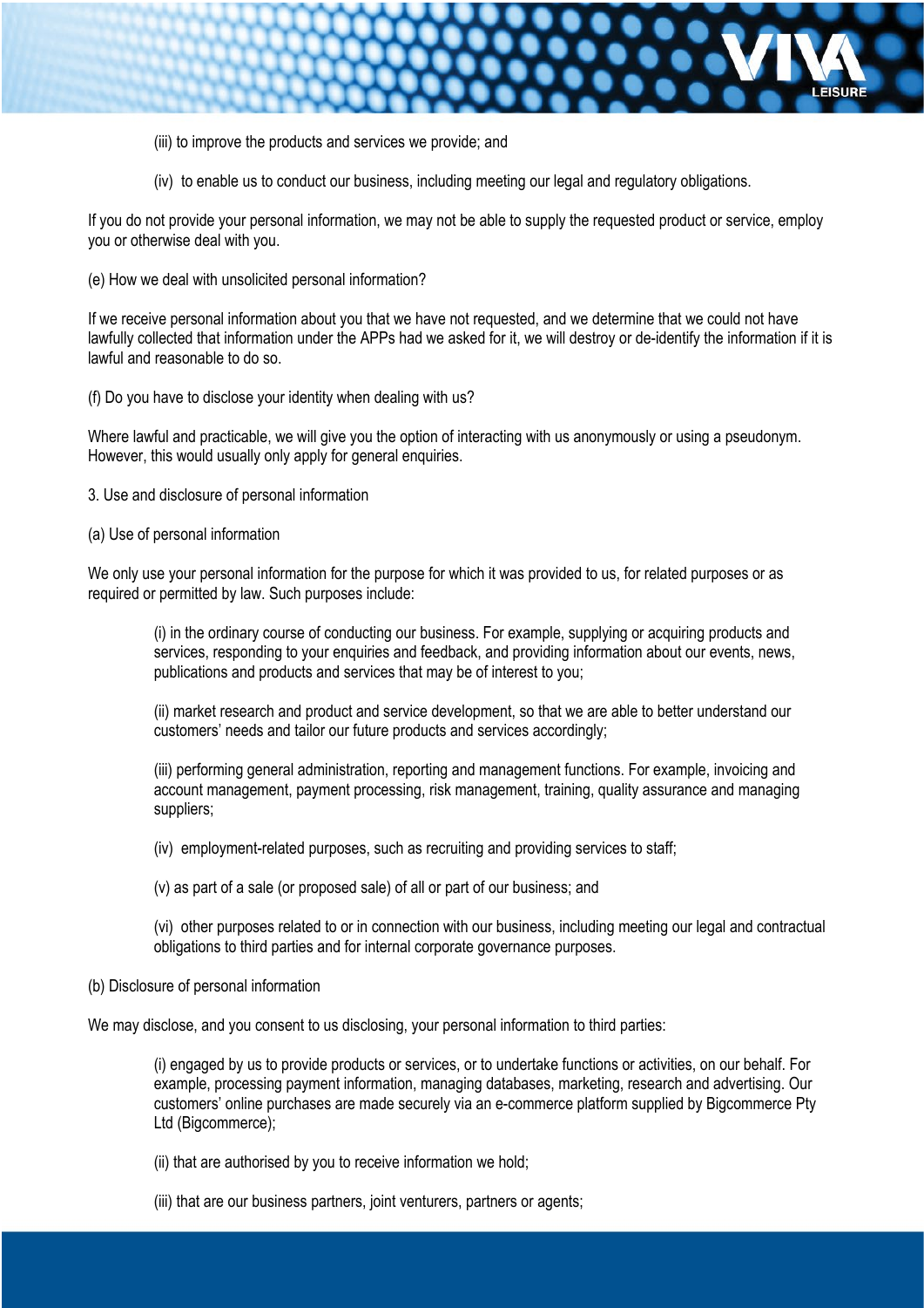(iii) to improve the products and services we provide; and

(iv) to enable us to conduct our business, including meeting our legal and regulatory obligations.

If you do not provide your personal information, we may not be able to supply the requested product or service, employ you or otherwise deal with you.

(e) How we deal with unsolicited personal information?

If we receive personal information about you that we have not requested, and we determine that we could not have lawfully collected that information under the APPs had we asked for it, we will destroy or de-identify the information if it is lawful and reasonable to do so.

(f) Do you have to disclose your identity when dealing with us?

Where lawful and practicable, we will give you the option of interacting with us anonymously or using a pseudonym. However, this would usually only apply for general enquiries.

3. Use and disclosure of personal information

(a) Use of personal information

We only use your personal information for the purpose for which it was provided to us, for related purposes or as required or permitted by law. Such purposes include:

(i) in the ordinary course of conducting our business. For example, supplying or acquiring products and services, responding to your enquiries and feedback, and providing information about our events, news, publications and products and services that may be of interest to you;

(ii) market research and product and service development, so that we are able to better understand our customers' needs and tailor our future products and services accordingly;

(iii) performing general administration, reporting and management functions. For example, invoicing and account management, payment processing, risk management, training, quality assurance and managing suppliers;

(iv) employment-related purposes, such as recruiting and providing services to staff;

(v) as part of a sale (or proposed sale) of all or part of our business; and

(vi) other purposes related to or in connection with our business, including meeting our legal and contractual obligations to third parties and for internal corporate governance purposes.

(b) Disclosure of personal information

We may disclose, and you consent to us disclosing, your personal information to third parties:

(i) engaged by us to provide products or services, or to undertake functions or activities, on our behalf. For example, processing payment information, managing databases, marketing, research and advertising. Our customers' online purchases are made securely via an e-commerce platform supplied by Bigcommerce Pty Ltd (Bigcommerce);

(ii) that are authorised by you to receive information we hold;

(iii) that are our business partners, joint venturers, partners or agents;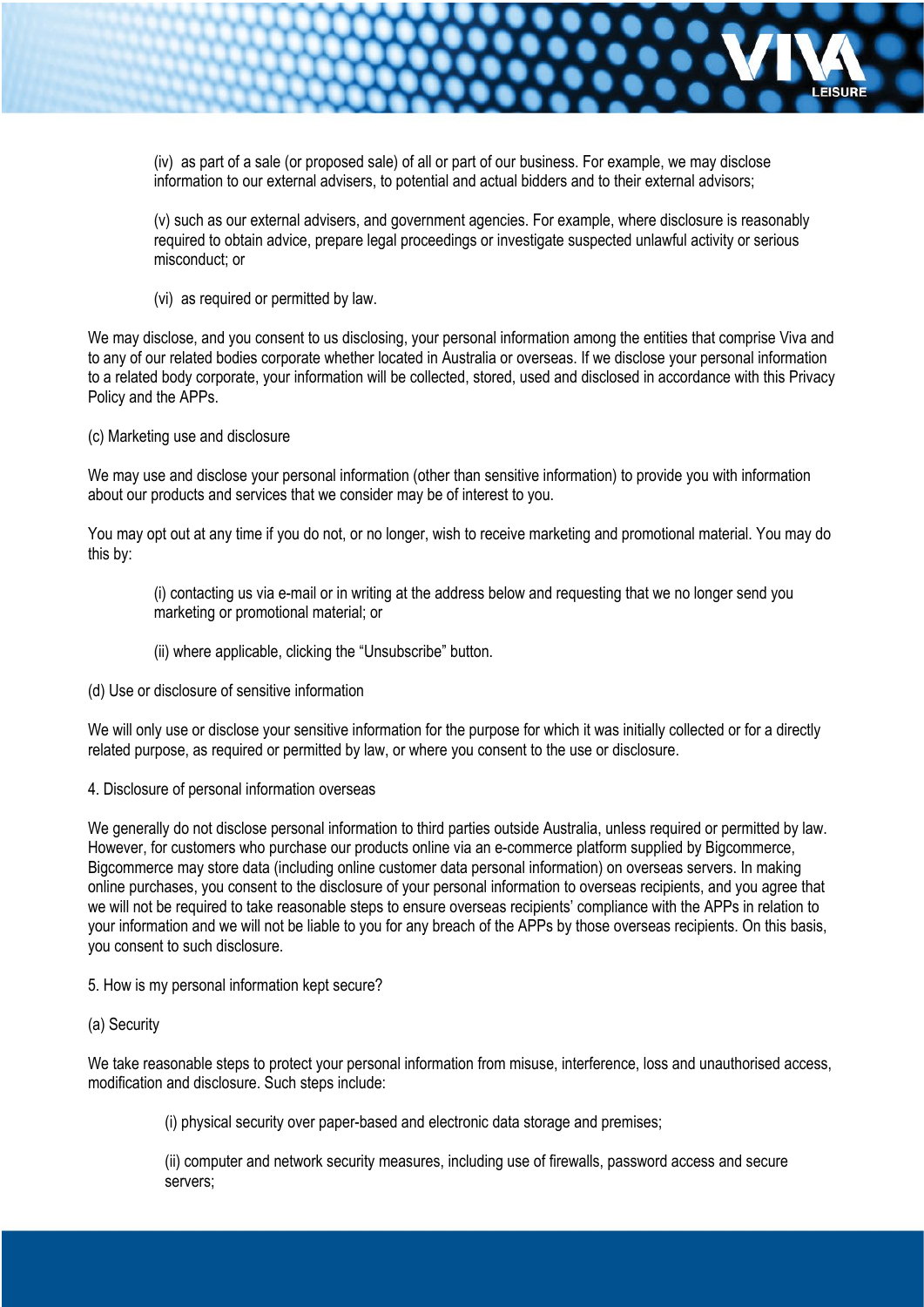(iv) as part of a sale (or proposed sale) of all or part of our business. For example, we may disclose information to our external advisers, to potential and actual bidders and to their external advisors;

(v) such as our external advisers, and government agencies. For example, where disclosure is reasonably required to obtain advice, prepare legal proceedings or investigate suspected unlawful activity or serious misconduct; or

(vi) as required or permitted by law.

We may disclose, and you consent to us disclosing, your personal information among the entities that comprise Viva and to any of our related bodies corporate whether located in Australia or overseas. If we disclose your personal information to a related body corporate, your information will be collected, stored, used and disclosed in accordance with this Privacy Policy and the APPs.

(c) Marketing use and disclosure

We may use and disclose your personal information (other than sensitive information) to provide you with information about our products and services that we consider may be of interest to you.

You may opt out at any time if you do not, or no longer, wish to receive marketing and promotional material. You may do this by:

(i) contacting us via e-mail or in writing at the address below and requesting that we no longer send you marketing or promotional material; or

(ii) where applicable, clicking the "Unsubscribe" button.

(d) Use or disclosure of sensitive information

We will only use or disclose your sensitive information for the purpose for which it was initially collected or for a directly related purpose, as required or permitted by law, or where you consent to the use or disclosure.

4. Disclosure of personal information overseas

We generally do not disclose personal information to third parties outside Australia, unless required or permitted by law. However, for customers who purchase our products online via an e-commerce platform supplied by Bigcommerce, Bigcommerce may store data (including online customer data personal information) on overseas servers. In making online purchases, you consent to the disclosure of your personal information to overseas recipients, and you agree that we will not be required to take reasonable steps to ensure overseas recipients' compliance with the APPs in relation to your information and we will not be liable to you for any breach of the APPs by those overseas recipients. On this basis, you consent to such disclosure.

5. How is my personal information kept secure?

(a) Security

We take reasonable steps to protect your personal information from misuse, interference, loss and unauthorised access, modification and disclosure. Such steps include:

(i) physical security over paper-based and electronic data storage and premises;

(ii) computer and network security measures, including use of firewalls, password access and secure servers;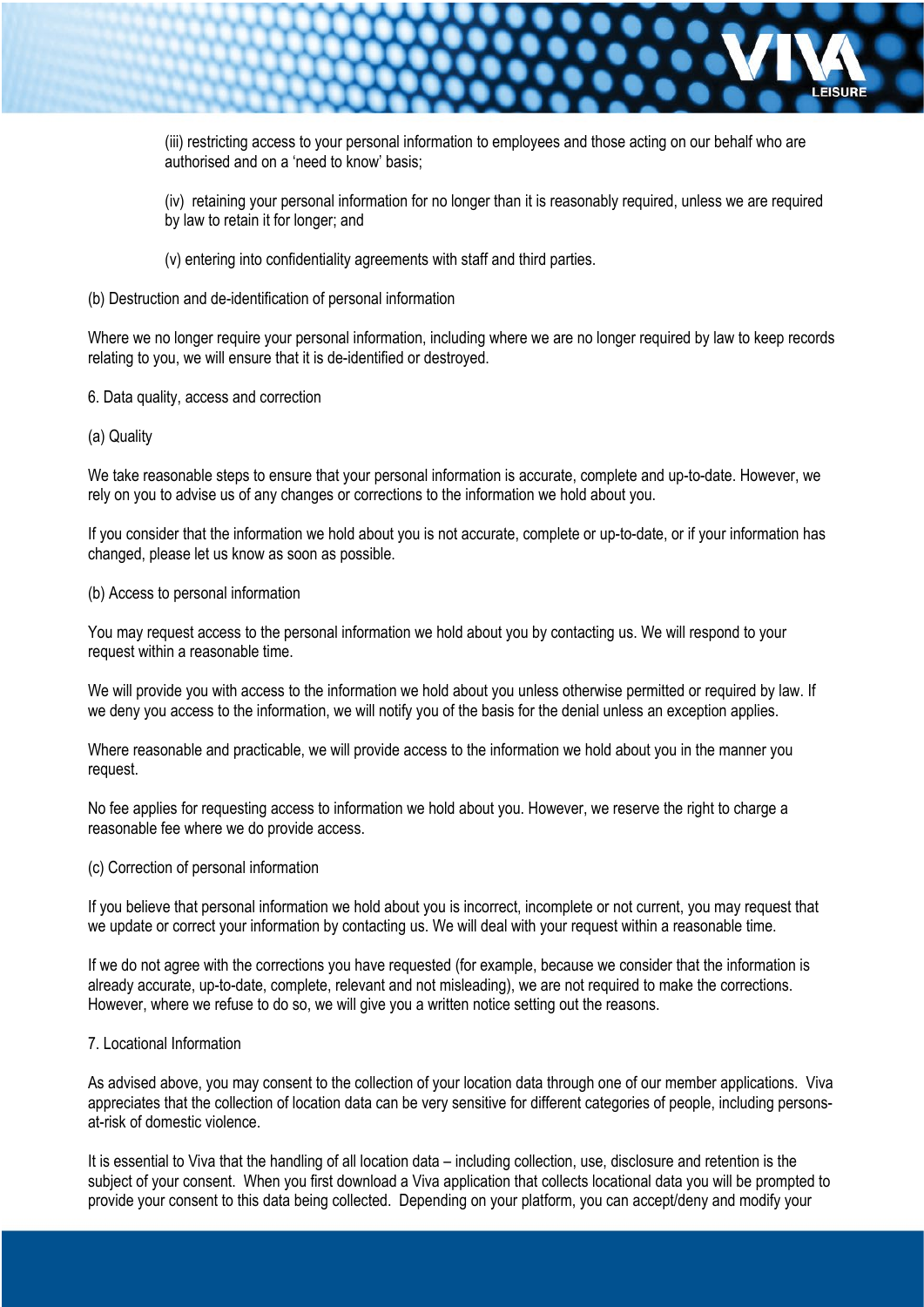(iii) restricting access to your personal information to employees and those acting on our behalf who are authorised and on a 'need to know' basis;

(iv) retaining your personal information for no longer than it is reasonably required, unless we are required by law to retain it for longer; and

(v) entering into confidentiality agreements with staff and third parties.

(b) Destruction and de-identification of personal information

Where we no longer require your personal information, including where we are no longer required by law to keep records relating to you, we will ensure that it is de-identified or destroyed.

6. Data quality, access and correction

(a) Quality

We take reasonable steps to ensure that your personal information is accurate, complete and up-to-date. However, we rely on you to advise us of any changes or corrections to the information we hold about you.

If you consider that the information we hold about you is not accurate, complete or up-to-date, or if your information has changed, please let us know as soon as possible.

(b) Access to personal information

You may request access to the personal information we hold about you by contacting us. We will respond to your request within a reasonable time.

We will provide you with access to the information we hold about you unless otherwise permitted or required by law. If we deny you access to the information, we will notify you of the basis for the denial unless an exception applies.

Where reasonable and practicable, we will provide access to the information we hold about you in the manner you request.

No fee applies for requesting access to information we hold about you. However, we reserve the right to charge a reasonable fee where we do provide access.

(c) Correction of personal information

If you believe that personal information we hold about you is incorrect, incomplete or not current, you may request that we update or correct your information by contacting us. We will deal with your request within a reasonable time.

If we do not agree with the corrections you have requested (for example, because we consider that the information is already accurate, up-to-date, complete, relevant and not misleading), we are not required to make the corrections. However, where we refuse to do so, we will give you a written notice setting out the reasons.

7. Locational Information

As advised above, you may consent to the collection of your location data through one of our member applications. Viva appreciates that the collection of location data can be very sensitive for different categories of people, including persons-at-risk of domestic violence.

It is essential to Viva that the handling of all location data – including collection, use, disclosure and retention is the subject of your consent. When you first download a Viva application that collects locational data you will be prompted to provide your consent to this data being collected. Depending on your platform, you can accept/deny and modify your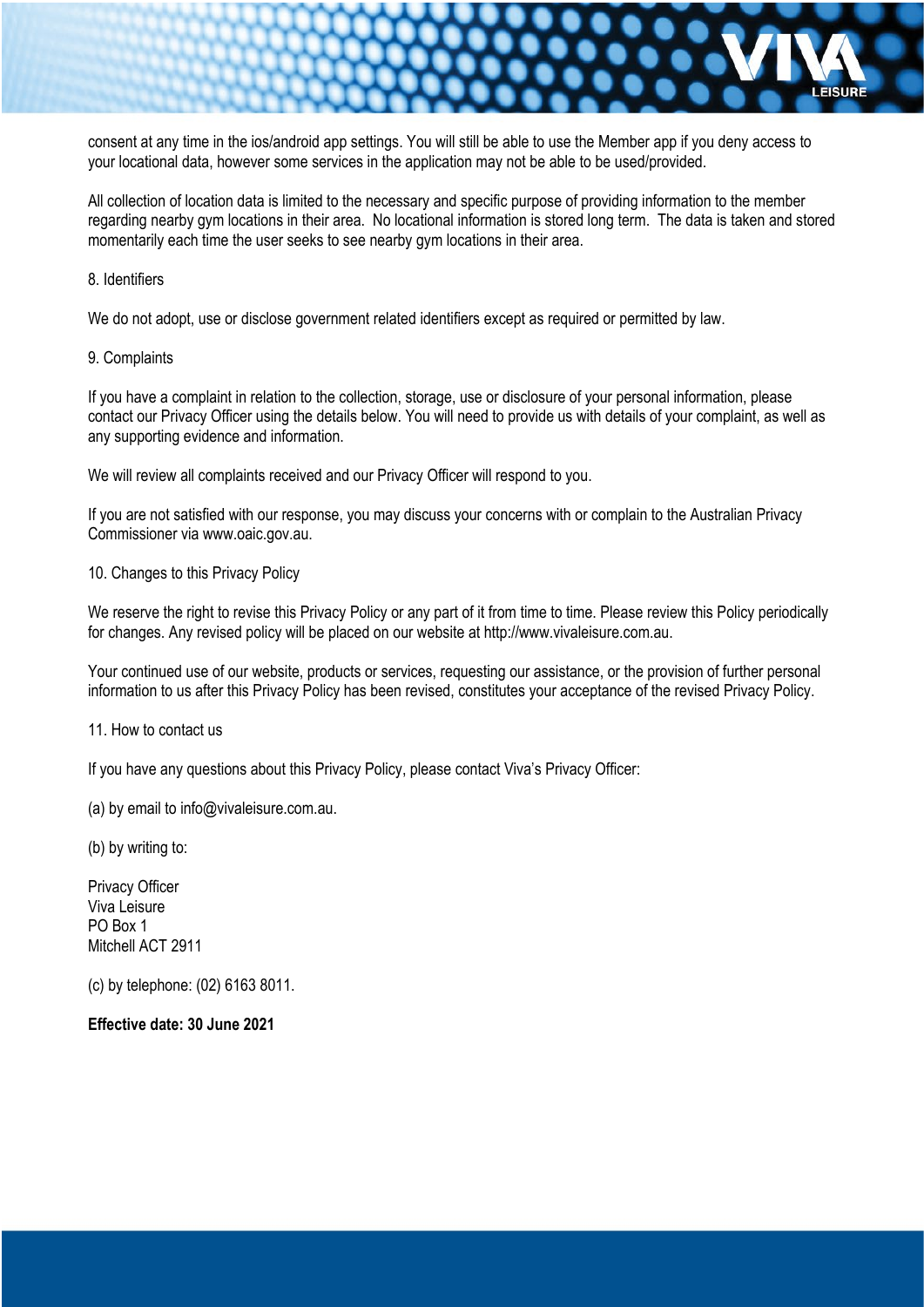consent at any time in the ios/android app settings. You will still be able to use the Member app if you deny access to your locational data, however some services in the application may not be able to be used/provided.

All collection of location data is limited to the necessary and specific purpose of providing information to the member regarding nearby gym locations in their area. No locational information is stored long term. The data is taken and stored momentarily each time the user seeks to see nearby gym locations in their area.

## 8. Identifiers

We do not adopt, use or disclose government related identifiers except as required or permitted by law.

## 9. Complaints

If you have a complaint in relation to the collection, storage, use or disclosure of your personal information, please contact our Privacy Officer using the details below. You will need to provide us with details of your complaint, as well as any supporting evidence and information.

We will review all complaints received and our Privacy Officer will respond to you.

If you are not satisfied with our response, you may discuss your concerns with or complain to the Australian Privacy Commissioner via www.oaic.gov.au.

## 10. Changes to this Privacy Policy

We reserve the right to revise this Privacy Policy or any part of it from time to time. Please review this Policy periodically for changes. Any revised policy will be placed on our website at http://www.vivaleisure.com.au.

Your continued use of our website, products or services, requesting our assistance, or the provision of further personal information to us after this Privacy Policy has been revised, constitutes your acceptance of the revised Privacy Policy.

## 11. How to contact us

If you have any questions about this Privacy Policy, please contact Viva's Privacy Officer:

(a) by email to info@vivaleisure.com.au.

(b) by writing to:

Privacy Officer
Viva Leisure
PO Box 1
Mitchell ACT 2911

(c) by telephone: (02) 6163 8011.

**Effective date: 30 June 2021**